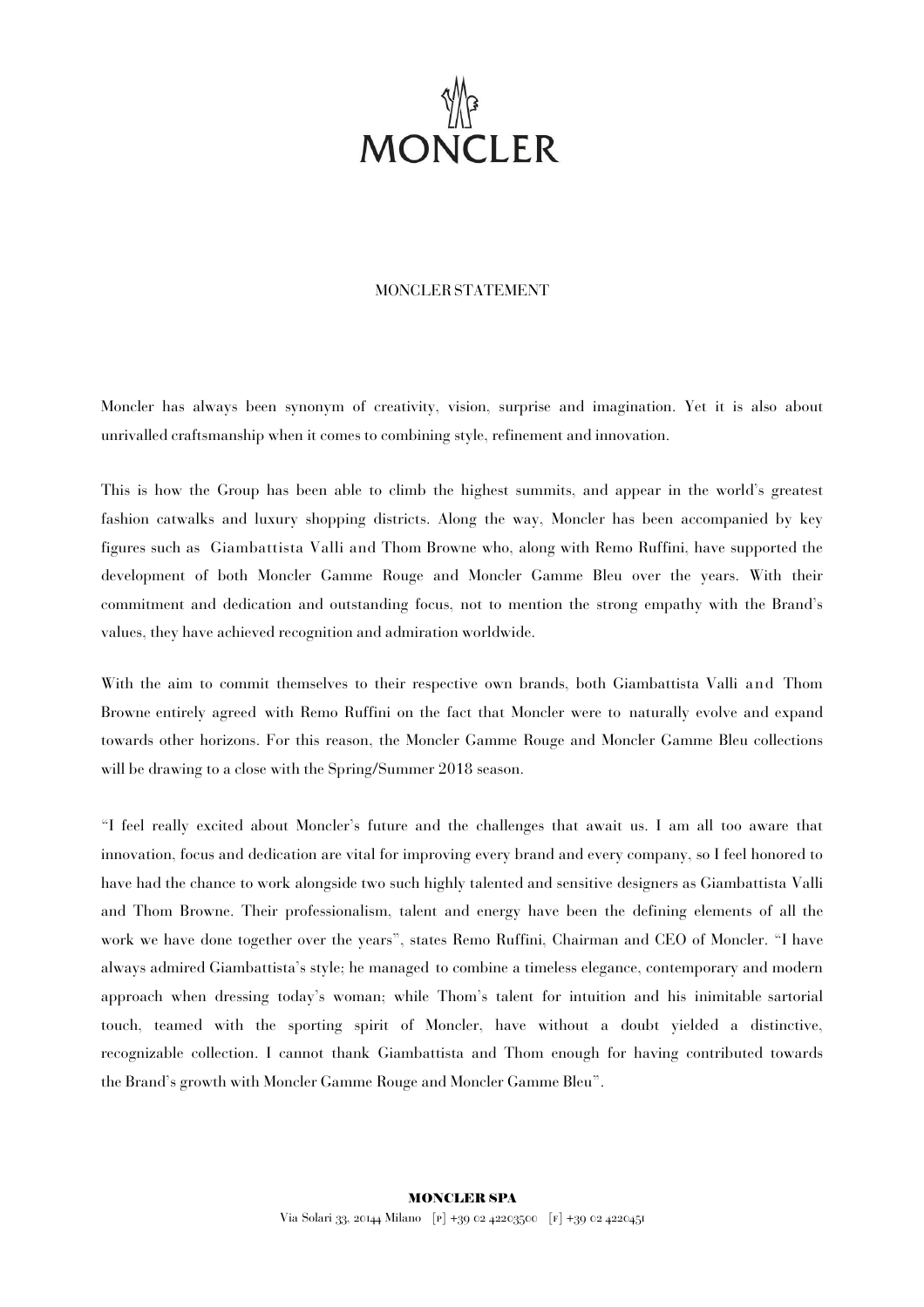# MONCLER

## MONCLER STATEMENT

Moncler has always been synonym of creativity, vision, surprise and imagination. Yet it is also about unrivalled craftsmanship when it comes to combining style, refinement and innovation.

This is how the Group has been able to climb the highest summits, and appear in the world's greatest fashion catwalks and luxury shopping districts. Along the way, Moncler has been accompanied by key figures such as Giambattista Valli and Thom Browne who, along with Remo Ruffini, have supported the development of both Moncler Gamme Rouge and Moncler Gamme Bleu over the years. With their commitment and dedication and outstanding focus, not to mention the strong empathy with the Brand's values, they have achieved recognition and admiration worldwide.

With the aim to commit themselves to their respective own brands, both Giambattista Valli and Thom Browne entirely agreed with Remo Ruffini on the fact that Moncler were to naturally evolve and expand towards other horizons. For this reason, the Moncler Gamme Rouge and Moncler Gamme Bleu collections will be drawing to a close with the Spring/Summer 2018 season.

"I feel really excited about Moncler's future and the challenges that await us. I am all too aware that innovation, focus and dedication are vital for improving every brand and every company, so I feel honored to have had the chance to work alongside two such highly talented and sensitive designers as Giambattista Valli and Thom Browne. Their professionalism, talent and energy have been the defining elements of all the work we have done together over the years", states Remo Ruffini, Chairman and CEO of Moncler. "I have always admired Giambattista's style; he managed to combine a timeless elegance, contemporary and modern approach when dressing today's woman; while Thom's talent for intuition and his inimitable sartorial touch, teamed with the sporting spirit of Moncler, have without a doubt yielded a distinctive, recognizable collection. I cannot thank Giambattista and Thom enough for having contributed towards the Brand's growth with Moncler Gamme Rouge and Moncler Gamme Bleu".

**MONCLER SPA**
Via Solari 33, 20144 Milano [P] +39 02 42203500 [F] +39 02 4220451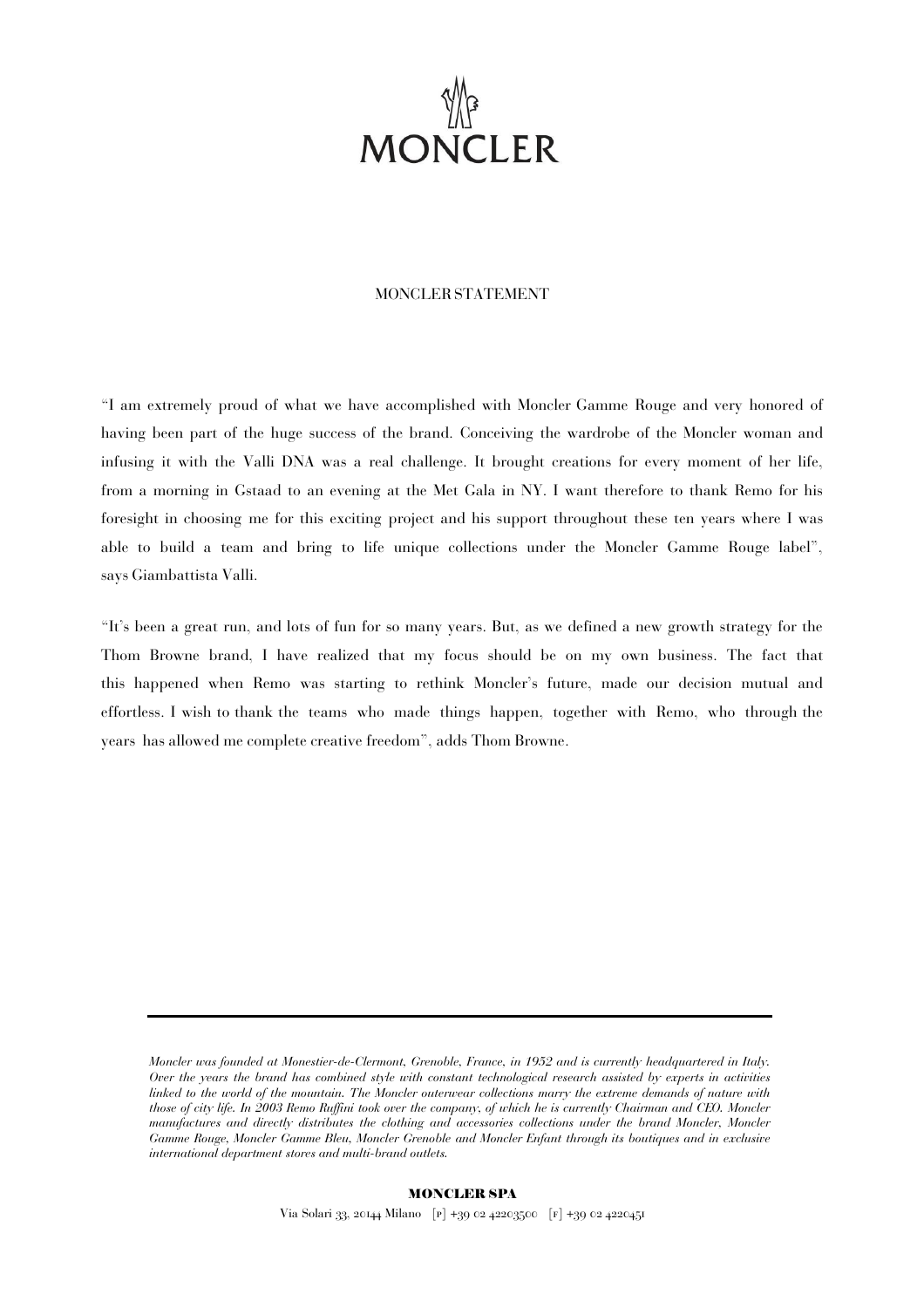# MONCLER

MONCLER STATEMENT

"I am extremely proud of what we have accomplished with Moncler Gamme Rouge and very honored of having been part of the huge success of the brand. Conceiving the wardrobe of the Moncler woman and infusing it with the Valli DNA was a real challenge. It brought creations for every moment of her life, from a morning in Gstaad to an evening at the Met Gala in NY. I want therefore to thank Remo for his foresight in choosing me for this exciting project and his support throughout these ten years where I was able to build a team and bring to life unique collections under the Moncler Gamme Rouge label", says Giambattista Valli.

"It's been a great run, and lots of fun for so many years. But, as we defined a new growth strategy for the Thom Browne brand, I have realized that my focus should be on my own business. The fact that this happened when Remo was starting to rethink Moncler's future, made our decision mutual and effortless. I wish to thank the teams who made things happen, together with Remo, who through the years has allowed me complete creative freedom", adds Thom Browne.

---

*Moncler was founded at Monestier-de-Clermont, Grenoble, France, in 1952 and is currently headquartered in Italy. Over the years the brand has combined style with constant technological research assisted by experts in activities linked to the world of the mountain. The Moncler outerwear collections marry the extreme demands of nature with those of city life. In 2003 Remo Ruffini took over the company, of which he is currently Chairman and CEO. Moncler manufactures and directly distributes the clothing and accessories collections under the brand Moncler, Moncler Gamme Rouge, Moncler Gamme Bleu, Moncler Grenoble and Moncler Enfant through its boutiques and in exclusive international department stores and multi-brand outlets.*

**MONCLER SPA**

Via Solari 33, 20144 Milano [P] +39 02 42203500 [F] +39 02 4220451